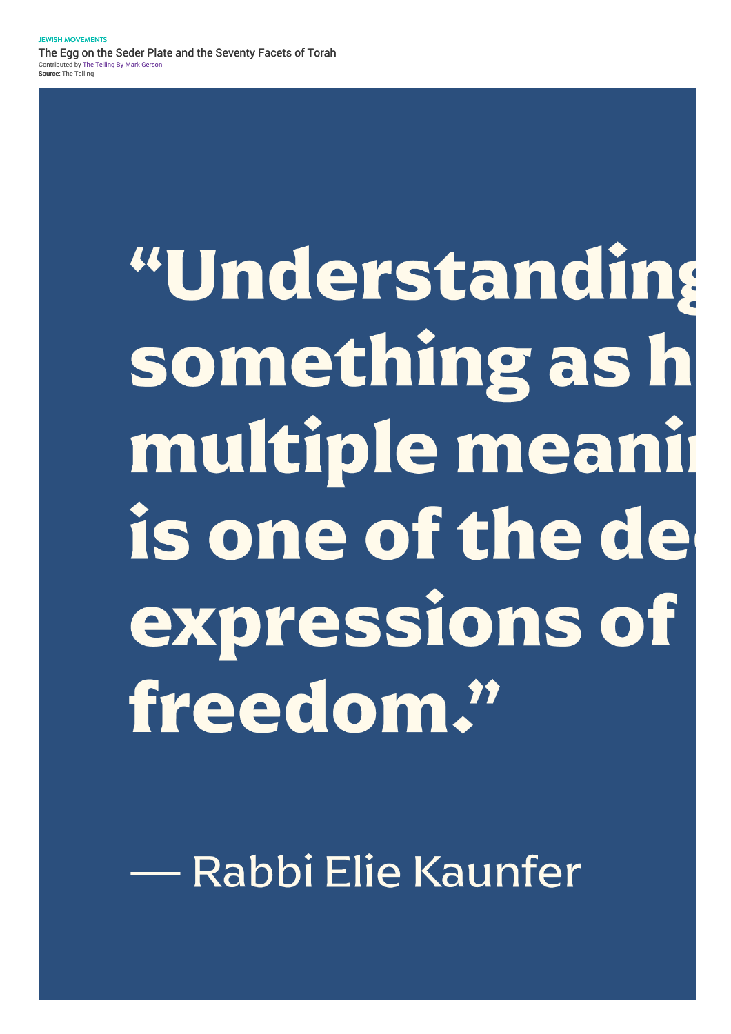JEWISH MOVEMENTS

The Egg on the Seder Plate and the Seventy Facets of Torah

Contributed by The Telling By Mark Gerson

**Source:** The Telling

# "Understanding something as h multiple meani is one of the de expressions of freedom."

— Rabbi Elie Kaunfer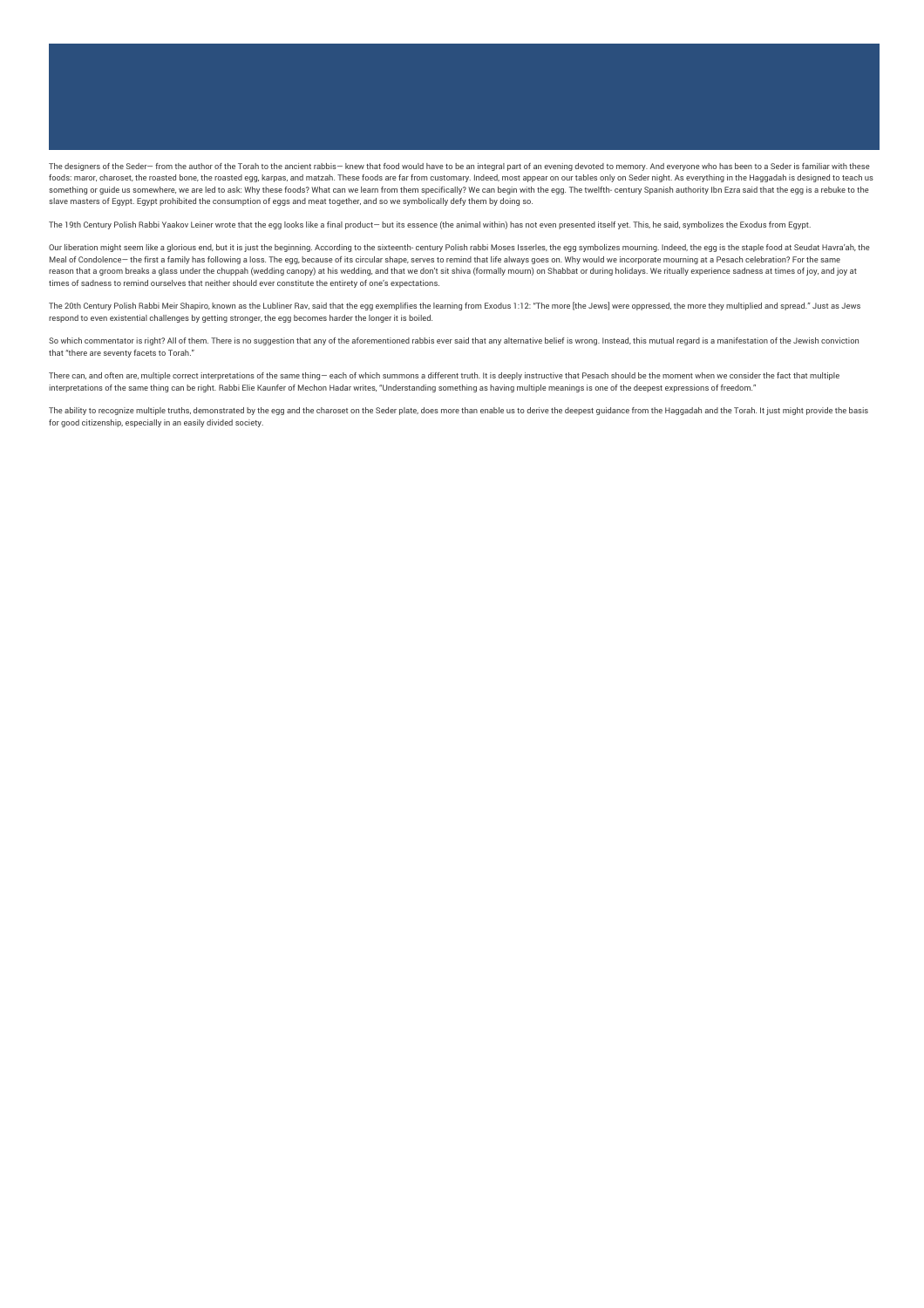The designers of the Seder— from the author of the Torah to the ancient rabbis— knew that food would have to be an integral part of an evening devoted to memory. And everyone who has been to a Seder is familiar with these foods: maror, charoset, the roasted bone, the roasted egg, karpas, and matzah. These foods are far from customary. Indeed, most appear on our tables only on Seder night. As everything in the Haggadah is designed to teach us something or guide us somewhere, we are led to ask: Why these foods? What can we learn from them specifically? We can begin with the egg. The twelfth- century Spanish authority Ibn Ezra said that the egg is a rebuke to the slave masters of Egypt. Egypt prohibited the consumption of eggs and meat together, and so we symbolically defy them by doing so.

The 19th Century Polish Rabbi Yaakov Leiner wrote that the egg looks like a final product— but its essence (the animal within) has not even presented itself yet. This, he said, symbolizes the Exodus from Egypt.

Our liberation might seem like a glorious end, but it is just the beginning. According to the sixteenth- century Polish rabbi Moses Isserles, the egg symbolizes mourning. Indeed, the egg is the staple food at Seudat Havra'ah, the Meal of Condolence— the first a family has following a loss. The egg, because of its circular shape, serves to remind that life always goes on. Why would we incorporate mourning at a Pesach celebration? For the same reason that a groom breaks a glass under the chuppah (wedding canopy) at his wedding, and that we don't sit shiva (formally mourn) on Shabbat or during holidays. We ritually experience sadness at times of joy, and joy at times of sadness to remind ourselves that neither should ever constitute the entirety of one's expectations.

The 20th Century Polish Rabbi Meir Shapiro, known as the Lubliner Rav, said that the egg exemplifies the learning from Exodus 1:12: "The more [the Jews] were oppressed, the more they multiplied and spread." Just as Jews respond to even existential challenges by getting stronger, the egg becomes harder the longer it is boiled.

So which commentator is right? All of them. There is no suggestion that any of the aforementioned rabbis ever said that any alternative belief is wrong. Instead, this mutual regard is a manifestation of the Jewish conviction that "there are seventy facets to Torah."

There can, and often are, multiple correct interpretations of the same thing— each of which summons a different truth. It is deeply instructive that Pesach should be the moment when we consider the fact that multiple interpretations of the same thing can be right. Rabbi Elie Kaunfer of Mechon Hadar writes, "Understanding something as having multiple meanings is one of the deepest expressions of freedom."

The ability to recognize multiple truths, demonstrated by the egg and the charoset on the Seder plate, does more than enable us to derive the deepest guidance from the Haggadah and the Torah. It just might provide the basis for good citizenship, especially in an easily divided society.